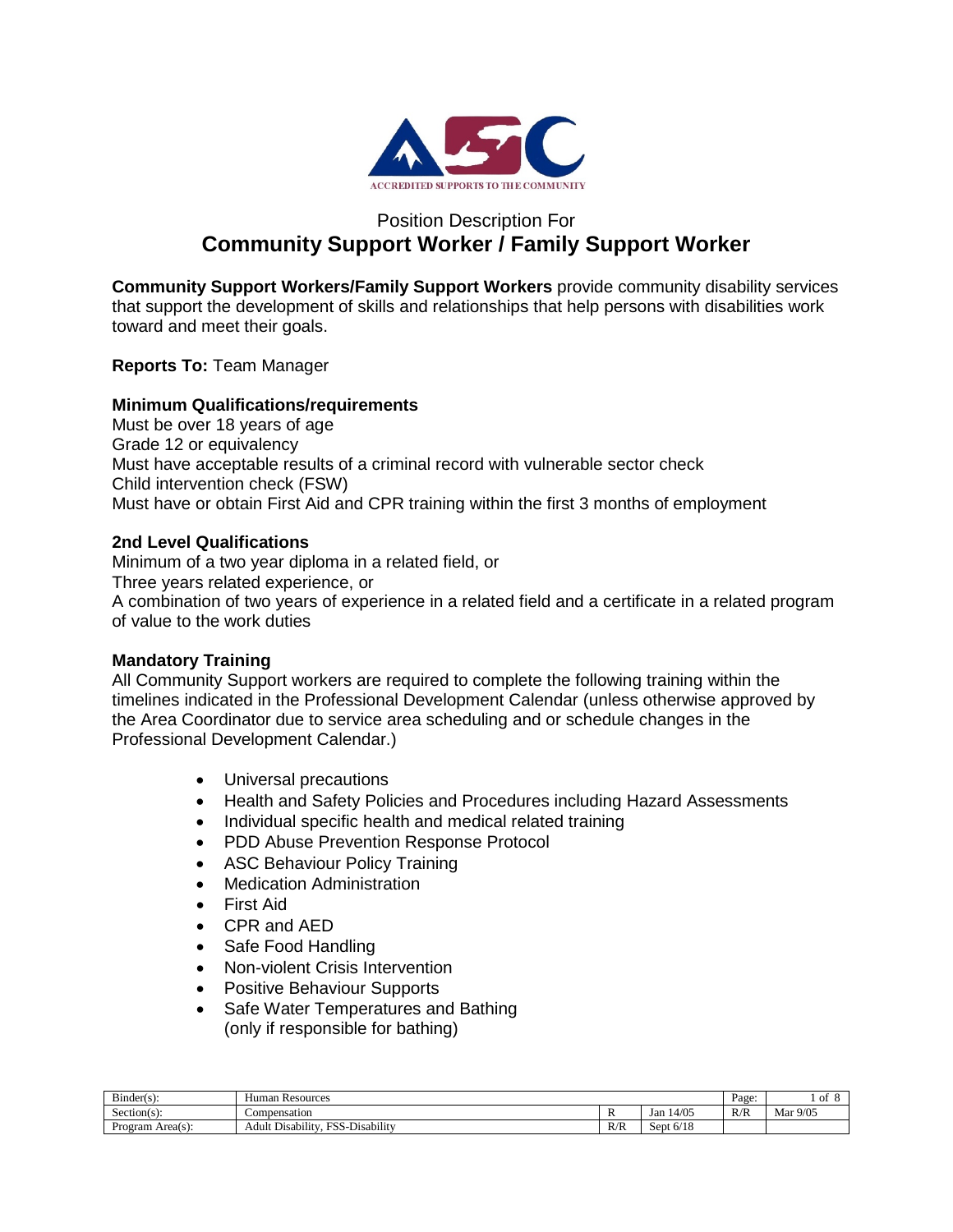ACCREDITED SUPPORTS TO THE COMMUNITY

# Position Description For
# Community Support Worker / Family Support Worker

**Community Support Workers/Family Support Workers** provide community disability services that support the development of skills and relationships that help persons with disabilities work toward and meet their goals.

**Reports To:** Team Manager

**Minimum Qualifications/requirements**

Must be over 18 years of age
Grade 12 or equivalency
Must have acceptable results of a criminal record with vulnerable sector check
Child intervention check (FSW)
Must have or obtain First Aid and CPR training within the first 3 months of employment

**2nd Level Qualifications**

Minimum of a two year diploma in a related field, or
Three years related experience, or
A combination of two years of experience in a related field and a certificate in a related program of value to the work duties

**Mandatory Training**

All Community Support workers are required to complete the following training within the timelines indicated in the Professional Development Calendar (unless otherwise approved by the Area Coordinator due to service area scheduling and or schedule changes in the Professional Development Calendar.)

- Universal precautions
- Health and Safety Policies and Procedures including Hazard Assessments
- Individual specific health and medical related training
- PDD Abuse Prevention Response Protocol
- ASC Behaviour Policy Training
- Medication Administration
- First Aid
- CPR and AED
- Safe Food Handling
- Non-violent Crisis Intervention
- Positive Behaviour Supports
- Safe Water Temperatures and Bathing
  (only if responsible for bathing)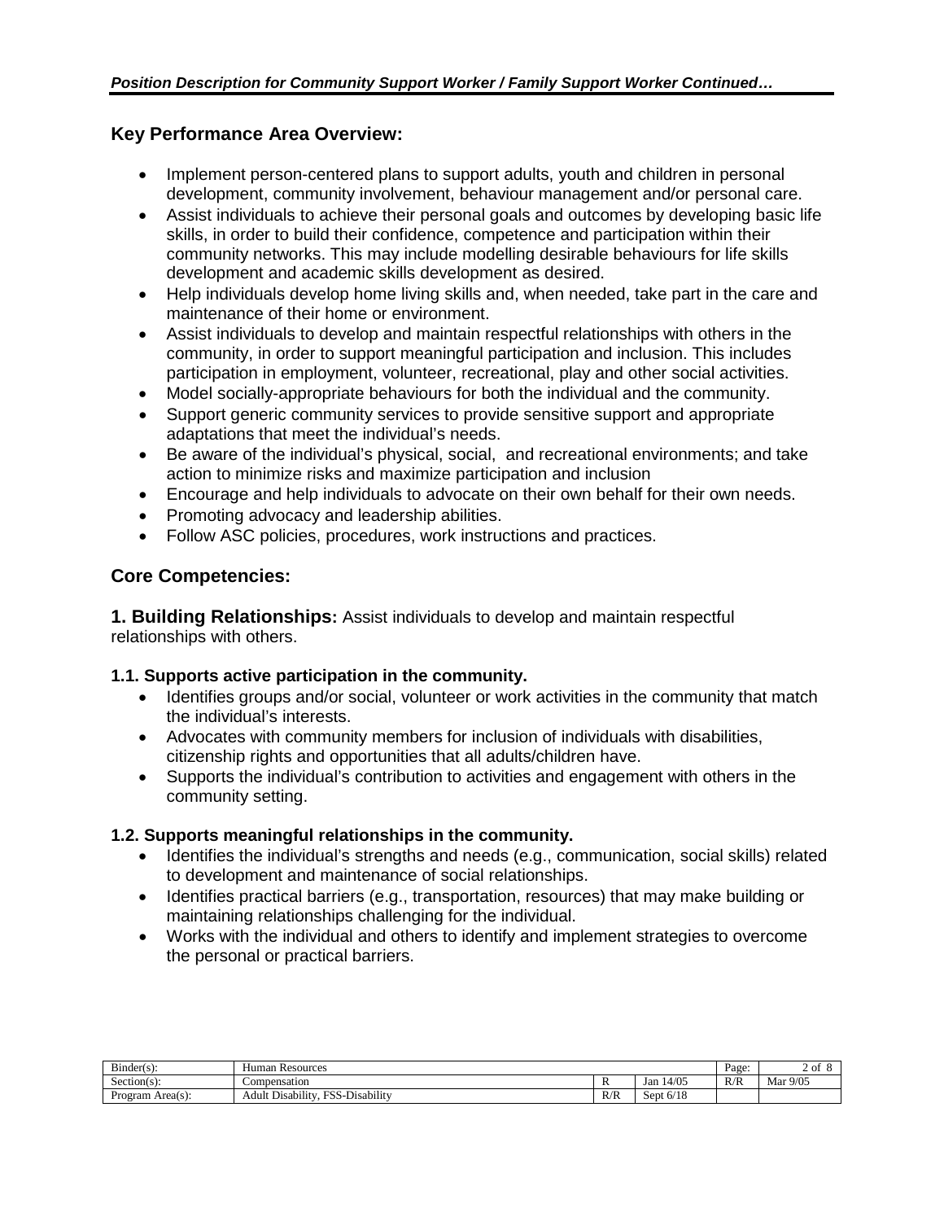## Key Performance Area Overview:

- Implement person-centered plans to support adults, youth and children in personal development, community involvement, behaviour management and/or personal care.
- Assist individuals to achieve their personal goals and outcomes by developing basic life skills, in order to build their confidence, competence and participation within their community networks. This may include modelling desirable behaviours for life skills development and academic skills development as desired.
- Help individuals develop home living skills and, when needed, take part in the care and maintenance of their home or environment.
- Assist individuals to develop and maintain respectful relationships with others in the community, in order to support meaningful participation and inclusion. This includes participation in employment, volunteer, recreational, play and other social activities.
- Model socially-appropriate behaviours for both the individual and the community.
- Support generic community services to provide sensitive support and appropriate adaptations that meet the individual's needs.
- Be aware of the individual's physical, social, and recreational environments; and take action to minimize risks and maximize participation and inclusion
- Encourage and help individuals to advocate on their own behalf for their own needs.
- Promoting advocacy and leadership abilities.
- Follow ASC policies, procedures, work instructions and practices.

## Core Competencies:

**1. Building Relationships:** Assist individuals to develop and maintain respectful relationships with others.

#### 1.1. Supports active participation in the community.

- Identifies groups and/or social, volunteer or work activities in the community that match the individual's interests.
- Advocates with community members for inclusion of individuals with disabilities, citizenship rights and opportunities that all adults/children have.
- Supports the individual's contribution to activities and engagement with others in the community setting.

#### 1.2. Supports meaningful relationships in the community.

- Identifies the individual's strengths and needs (e.g., communication, social skills) related to development and maintenance of social relationships.
- Identifies practical barriers (e.g., transportation, resources) that may make building or maintaining relationships challenging for the individual.
- Works with the individual and others to identify and implement strategies to overcome the personal or practical barriers.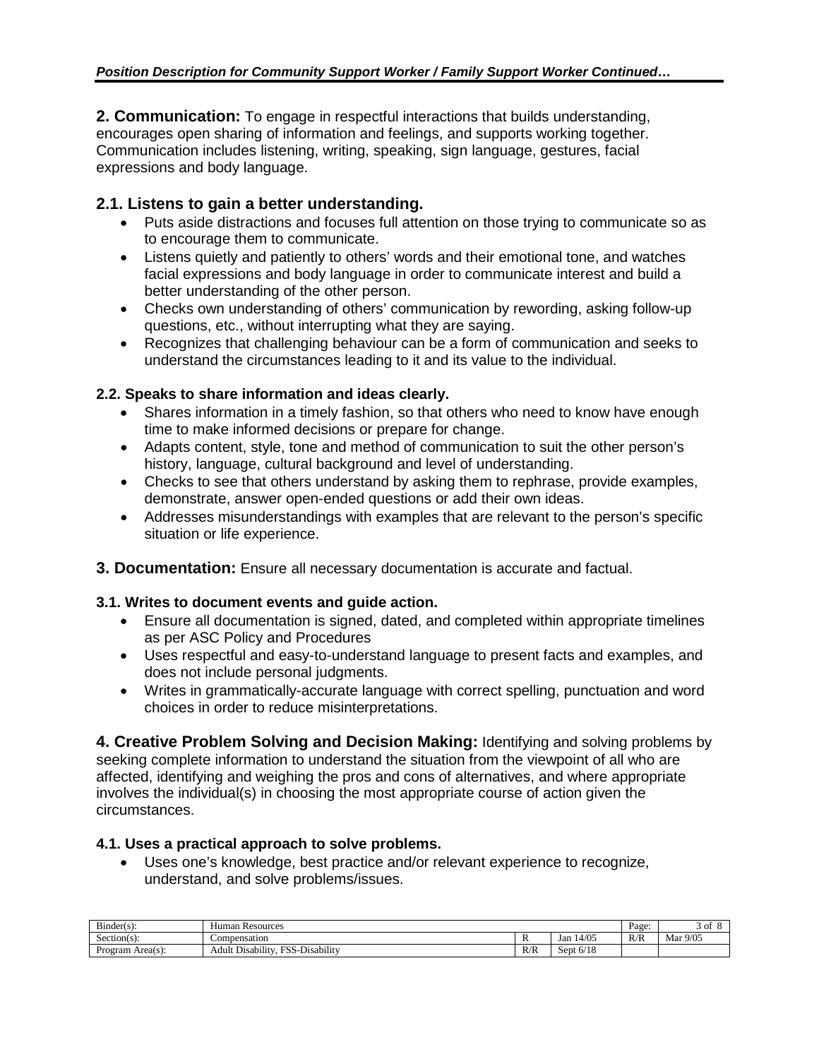**2. Communication:** To engage in respectful interactions that builds understanding, encourages open sharing of information and feelings, and supports working together. Communication includes listening, writing, speaking, sign language, gestures, facial expressions and body language.

### 2.1. Listens to gain a better understanding.

- Puts aside distractions and focuses full attention on those trying to communicate so as to encourage them to communicate.
- Listens quietly and patiently to others' words and their emotional tone, and watches facial expressions and body language in order to communicate interest and build a better understanding of the other person.
- Checks own understanding of others' communication by rewording, asking follow-up questions, etc., without interrupting what they are saying.
- Recognizes that challenging behaviour can be a form of communication and seeks to understand the circumstances leading to it and its value to the individual.

#### 2.2. Speaks to share information and ideas clearly.

- Shares information in a timely fashion, so that others who need to know have enough time to make informed decisions or prepare for change.
- Adapts content, style, tone and method of communication to suit the other person's history, language, cultural background and level of understanding.
- Checks to see that others understand by asking them to rephrase, provide examples, demonstrate, answer open-ended questions or add their own ideas.
- Addresses misunderstandings with examples that are relevant to the person's specific situation or life experience.

**3. Documentation:** Ensure all necessary documentation is accurate and factual.

#### 3.1. Writes to document events and guide action.

- Ensure all documentation is signed, dated, and completed within appropriate timelines as per ASC Policy and Procedures
- Uses respectful and easy-to-understand language to present facts and examples, and does not include personal judgments.
- Writes in grammatically-accurate language with correct spelling, punctuation and word choices in order to reduce misinterpretations.

**4. Creative Problem Solving and Decision Making:** Identifying and solving problems by seeking complete information to understand the situation from the viewpoint of all who are affected, identifying and weighing the pros and cons of alternatives, and where appropriate involves the individual(s) in choosing the most appropriate course of action given the circumstances.

#### 4.1. Uses a practical approach to solve problems.

- Uses one's knowledge, best practice and/or relevant experience to recognize, understand, and solve problems/issues.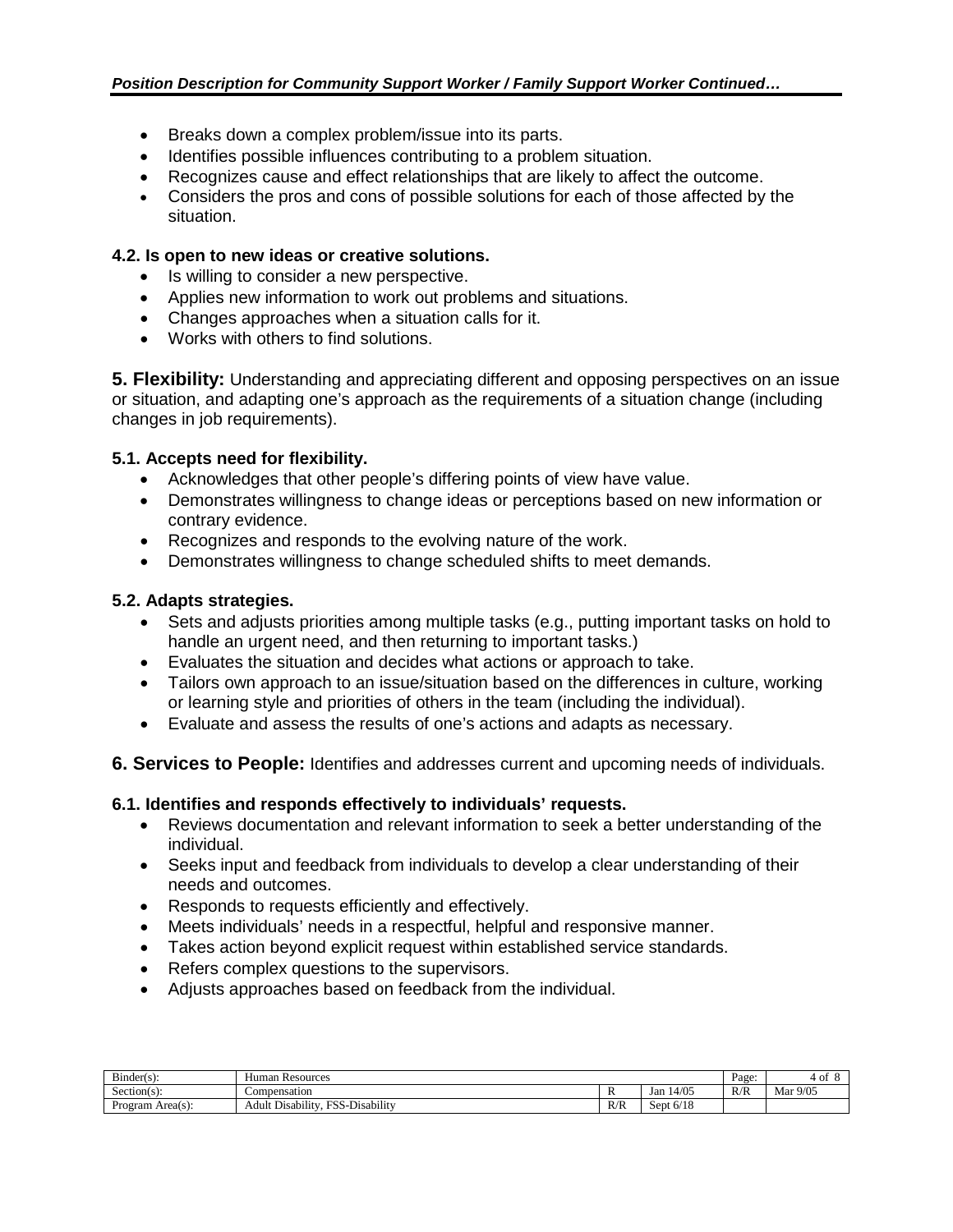- Breaks down a complex problem/issue into its parts.
- Identifies possible influences contributing to a problem situation.
- Recognizes cause and effect relationships that are likely to affect the outcome.
- Considers the pros and cons of possible solutions for each of those affected by the situation.

### 4.2. Is open to new ideas or creative solutions.

- Is willing to consider a new perspective.
- Applies new information to work out problems and situations.
- Changes approaches when a situation calls for it.
- Works with others to find solutions.

**5. Flexibility:** Understanding and appreciating different and opposing perspectives on an issue or situation, and adapting one's approach as the requirements of a situation change (including changes in job requirements).

### 5.1. Accepts need for flexibility.

- Acknowledges that other people's differing points of view have value.
- Demonstrates willingness to change ideas or perceptions based on new information or contrary evidence.
- Recognizes and responds to the evolving nature of the work.
- Demonstrates willingness to change scheduled shifts to meet demands.

### 5.2. Adapts strategies.

- Sets and adjusts priorities among multiple tasks (e.g., putting important tasks on hold to handle an urgent need, and then returning to important tasks.)
- Evaluates the situation and decides what actions or approach to take.
- Tailors own approach to an issue/situation based on the differences in culture, working or learning style and priorities of others in the team (including the individual).
- Evaluate and assess the results of one's actions and adapts as necessary.

**6. Services to People:** Identifies and addresses current and upcoming needs of individuals.

### 6.1. Identifies and responds effectively to individuals' requests.

- Reviews documentation and relevant information to seek a better understanding of the individual.
- Seeks input and feedback from individuals to develop a clear understanding of their needs and outcomes.
- Responds to requests efficiently and effectively.
- Meets individuals' needs in a respectful, helpful and responsive manner.
- Takes action beyond explicit request within established service standards.
- Refers complex questions to the supervisors.
- Adjusts approaches based on feedback from the individual.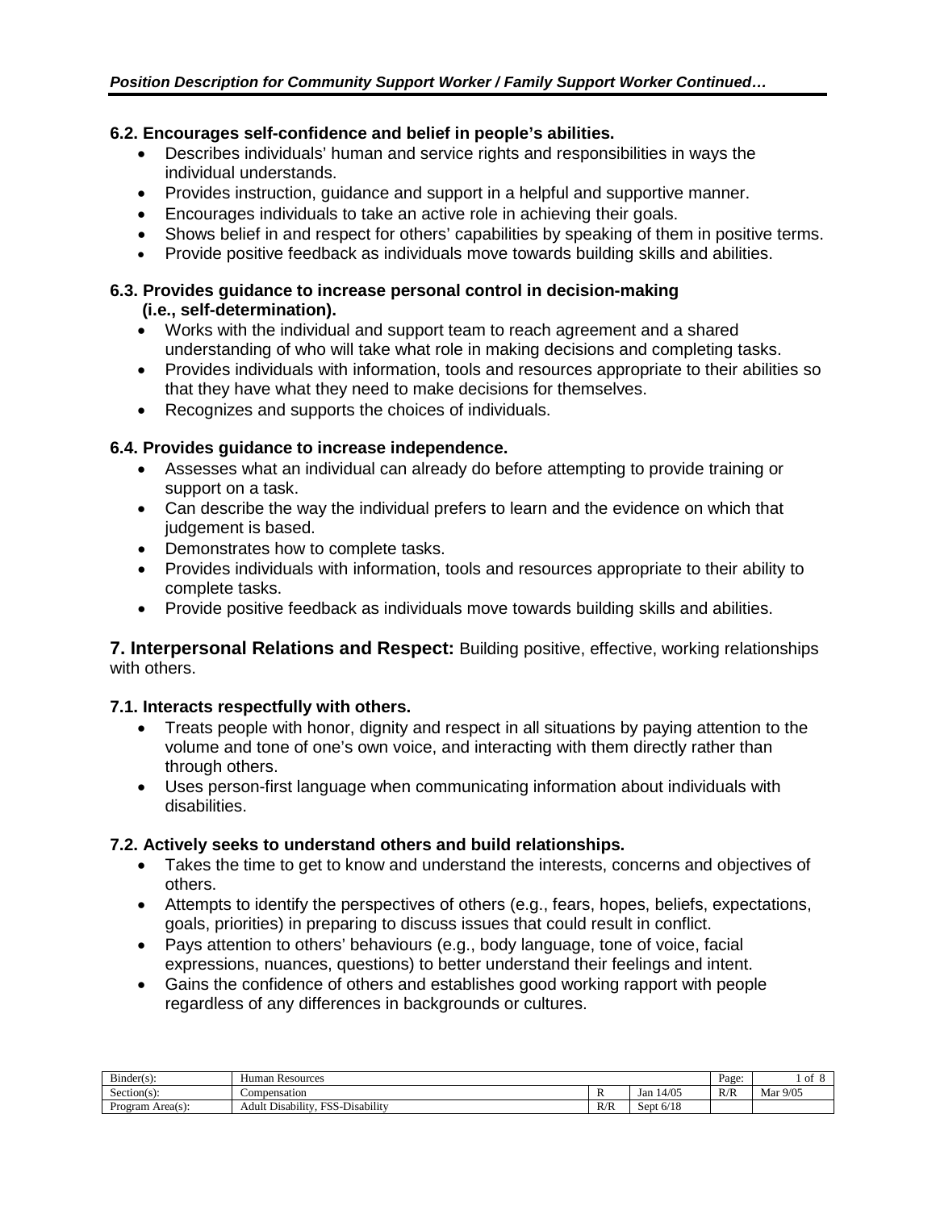### 6.2. Encourages self-confidence and belief in people's abilities.

- Describes individuals' human and service rights and responsibilities in ways the individual understands.
- Provides instruction, guidance and support in a helpful and supportive manner.
- Encourages individuals to take an active role in achieving their goals.
- Shows belief in and respect for others' capabilities by speaking of them in positive terms.
- Provide positive feedback as individuals move towards building skills and abilities.

### 6.3. Provides guidance to increase personal control in decision-making (i.e., self-determination).

- Works with the individual and support team to reach agreement and a shared understanding of who will take what role in making decisions and completing tasks.
- Provides individuals with information, tools and resources appropriate to their abilities so that they have what they need to make decisions for themselves.
- Recognizes and supports the choices of individuals.

### 6.4. Provides guidance to increase independence.

- Assesses what an individual can already do before attempting to provide training or support on a task.
- Can describe the way the individual prefers to learn and the evidence on which that judgement is based.
- Demonstrates how to complete tasks.
- Provides individuals with information, tools and resources appropriate to their ability to complete tasks.
- Provide positive feedback as individuals move towards building skills and abilities.

## 7. Interpersonal Relations and Respect:

Building positive, effective, working relationships with others.

### 7.1. Interacts respectfully with others.

- Treats people with honor, dignity and respect in all situations by paying attention to the volume and tone of one's own voice, and interacting with them directly rather than through others.
- Uses person-first language when communicating information about individuals with disabilities.

### 7.2. Actively seeks to understand others and build relationships.

- Takes the time to get to know and understand the interests, concerns and objectives of others.
- Attempts to identify the perspectives of others (e.g., fears, hopes, beliefs, expectations, goals, priorities) in preparing to discuss issues that could result in conflict.
- Pays attention to others' behaviours (e.g., body language, tone of voice, facial expressions, nuances, questions) to better understand their feelings and intent.
- Gains the confidence of others and establishes good working rapport with people regardless of any differences in backgrounds or cultures.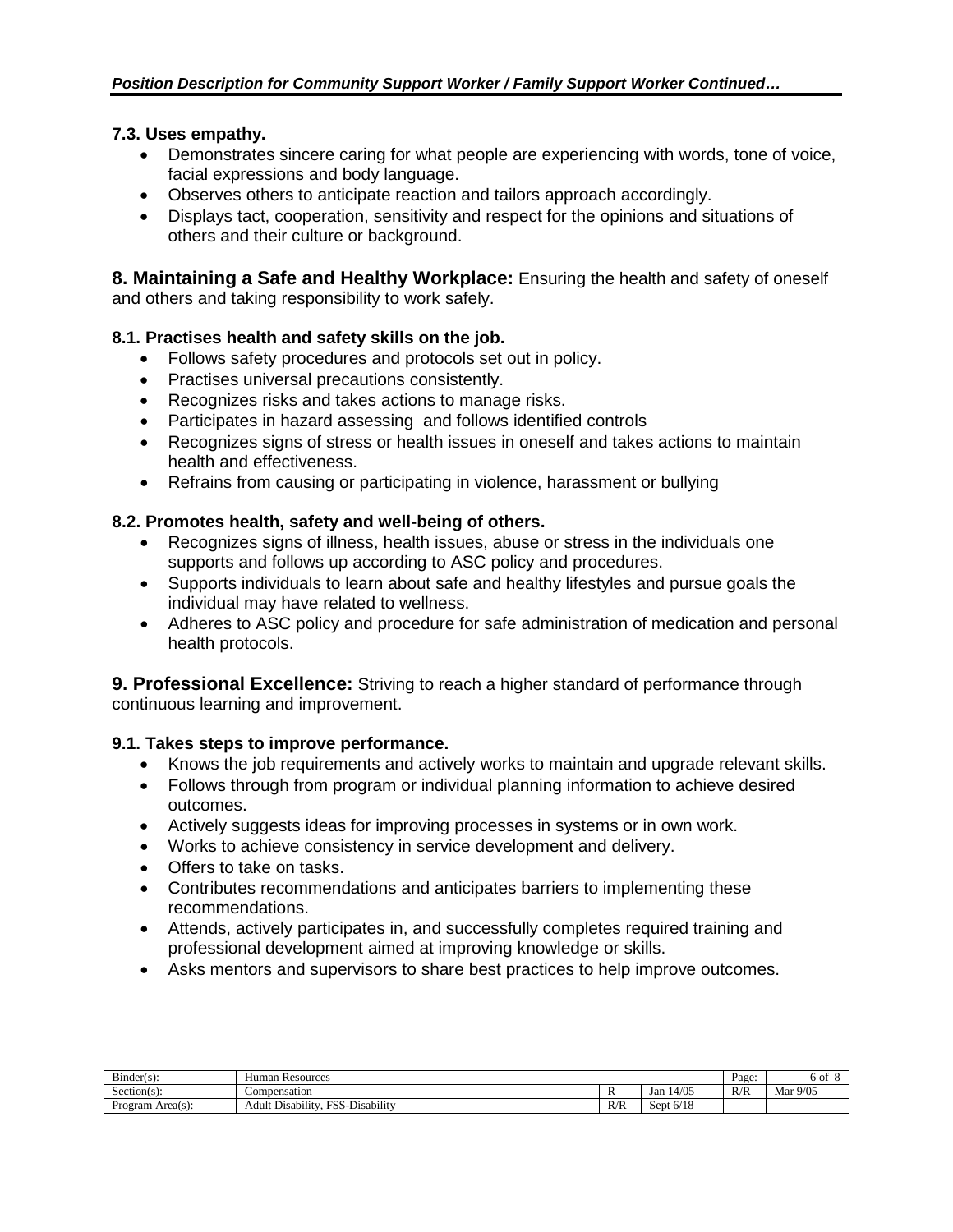### 7.3. Uses empathy.

- Demonstrates sincere caring for what people are experiencing with words, tone of voice, facial expressions and body language.
- Observes others to anticipate reaction and tailors approach accordingly.
- Displays tact, cooperation, sensitivity and respect for the opinions and situations of others and their culture or background.

## 8. Maintaining a Safe and Healthy Workplace:

Ensuring the health and safety of oneself and others and taking responsibility to work safely.

### 8.1. Practises health and safety skills on the job.

- Follows safety procedures and protocols set out in policy.
- Practises universal precautions consistently.
- Recognizes risks and takes actions to manage risks.
- Participates in hazard assessing and follows identified controls
- Recognizes signs of stress or health issues in oneself and takes actions to maintain health and effectiveness.
- Refrains from causing or participating in violence, harassment or bullying

### 8.2. Promotes health, safety and well-being of others.

- Recognizes signs of illness, health issues, abuse or stress in the individuals one supports and follows up according to ASC policy and procedures.
- Supports individuals to learn about safe and healthy lifestyles and pursue goals the individual may have related to wellness.
- Adheres to ASC policy and procedure for safe administration of medication and personal health protocols.

## 9. Professional Excellence:

Striving to reach a higher standard of performance through continuous learning and improvement.

### 9.1. Takes steps to improve performance.

- Knows the job requirements and actively works to maintain and upgrade relevant skills.
- Follows through from program or individual planning information to achieve desired outcomes.
- Actively suggests ideas for improving processes in systems or in own work.
- Works to achieve consistency in service development and delivery.
- Offers to take on tasks.
- Contributes recommendations and anticipates barriers to implementing these recommendations.
- Attends, actively participates in, and successfully completes required training and professional development aimed at improving knowledge or skills.
- Asks mentors and supervisors to share best practices to help improve outcomes.

| Binder(s): | Human Resources | | | Page: | 6 of 8 |
|---|---|---|---|---|---|
| Section(s): | Compensation | R | Jan 14/05 | R/R | Mar 9/05 |
| Program Area(s): | Adult Disability, FSS-Disability | R/R | Sept 6/18 | | |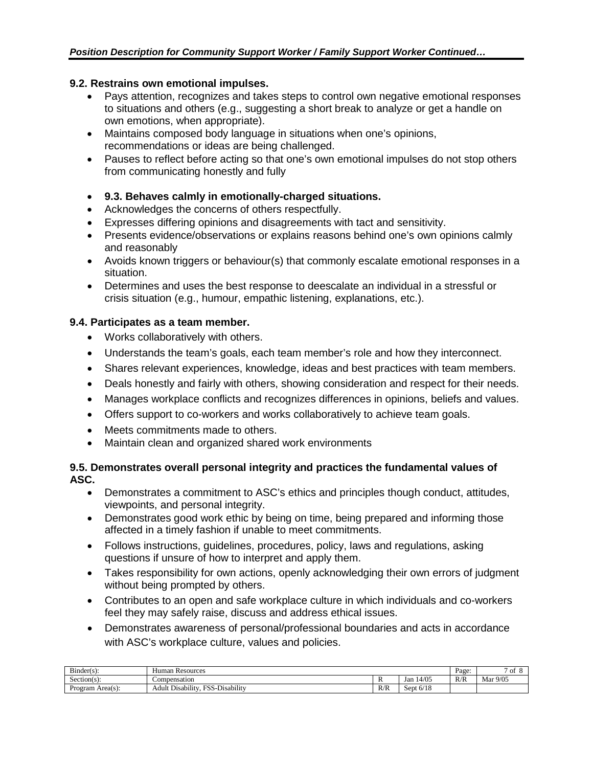### 9.2. Restrains own emotional impulses.

- Pays attention, recognizes and takes steps to control own negative emotional responses to situations and others (e.g., suggesting a short break to analyze or get a handle on own emotions, when appropriate).
- Maintains composed body language in situations when one's opinions, recommendations or ideas are being challenged.
- Pauses to reflect before acting so that one's own emotional impulses do not stop others from communicating honestly and fully

- **9.3. Behaves calmly in emotionally-charged situations.**
- Acknowledges the concerns of others respectfully.
- Expresses differing opinions and disagreements with tact and sensitivity.
- Presents evidence/observations or explains reasons behind one's own opinions calmly and reasonably
- Avoids known triggers or behaviour(s) that commonly escalate emotional responses in a situation.
- Determines and uses the best response to deescalate an individual in a stressful or crisis situation (e.g., humour, empathic listening, explanations, etc.).

### 9.4. Participates as a team member.

- Works collaboratively with others.
- Understands the team's goals, each team member's role and how they interconnect.
- Shares relevant experiences, knowledge, ideas and best practices with team members.
- Deals honestly and fairly with others, showing consideration and respect for their needs.
- Manages workplace conflicts and recognizes differences in opinions, beliefs and values.
- Offers support to co-workers and works collaboratively to achieve team goals.
- Meets commitments made to others.
- Maintain clean and organized shared work environments

### 9.5. Demonstrates overall personal integrity and practices the fundamental values of ASC.

- Demonstrates a commitment to ASC's ethics and principles though conduct, attitudes, viewpoints, and personal integrity.
- Demonstrates good work ethic by being on time, being prepared and informing those affected in a timely fashion if unable to meet commitments.
- Follows instructions, guidelines, procedures, policy, laws and regulations, asking questions if unsure of how to interpret and apply them.
- Takes responsibility for own actions, openly acknowledging their own errors of judgment without being prompted by others.
- Contributes to an open and safe workplace culture in which individuals and co-workers feel they may safely raise, discuss and address ethical issues.
- Demonstrates awareness of personal/professional boundaries and acts in accordance with ASC's workplace culture, values and policies.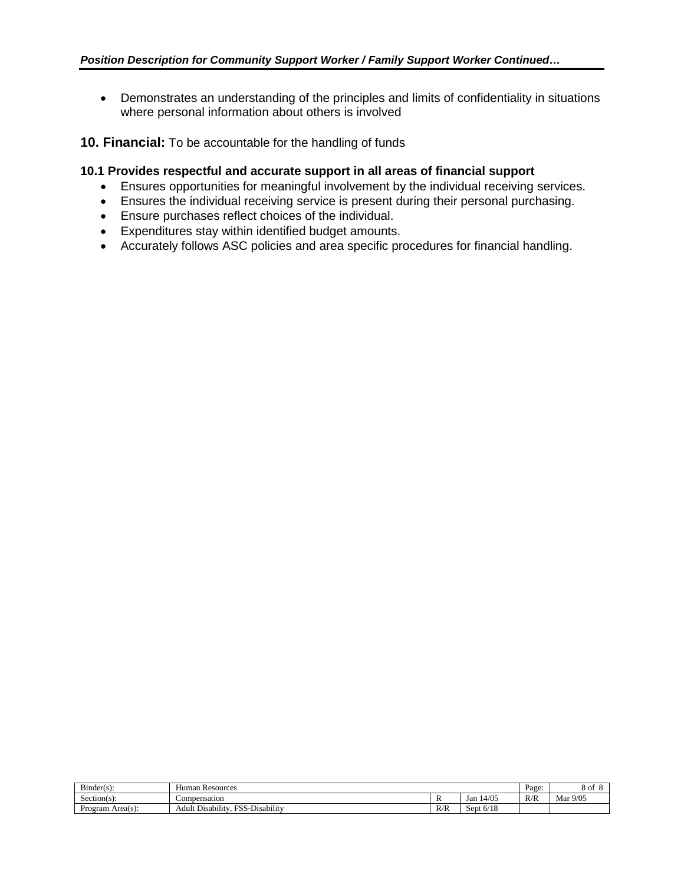- Demonstrates an understanding of the principles and limits of confidentiality in situations where personal information about others is involved

## **10. Financial:** To be accountable for the handling of funds

### 10.1 Provides respectful and accurate support in all areas of financial support

- Ensures opportunities for meaningful involvement by the individual receiving services.
- Ensures the individual receiving service is present during their personal purchasing.
- Ensure purchases reflect choices of the individual.
- Expenditures stay within identified budget amounts.
- Accurately follows ASC policies and area specific procedures for financial handling.